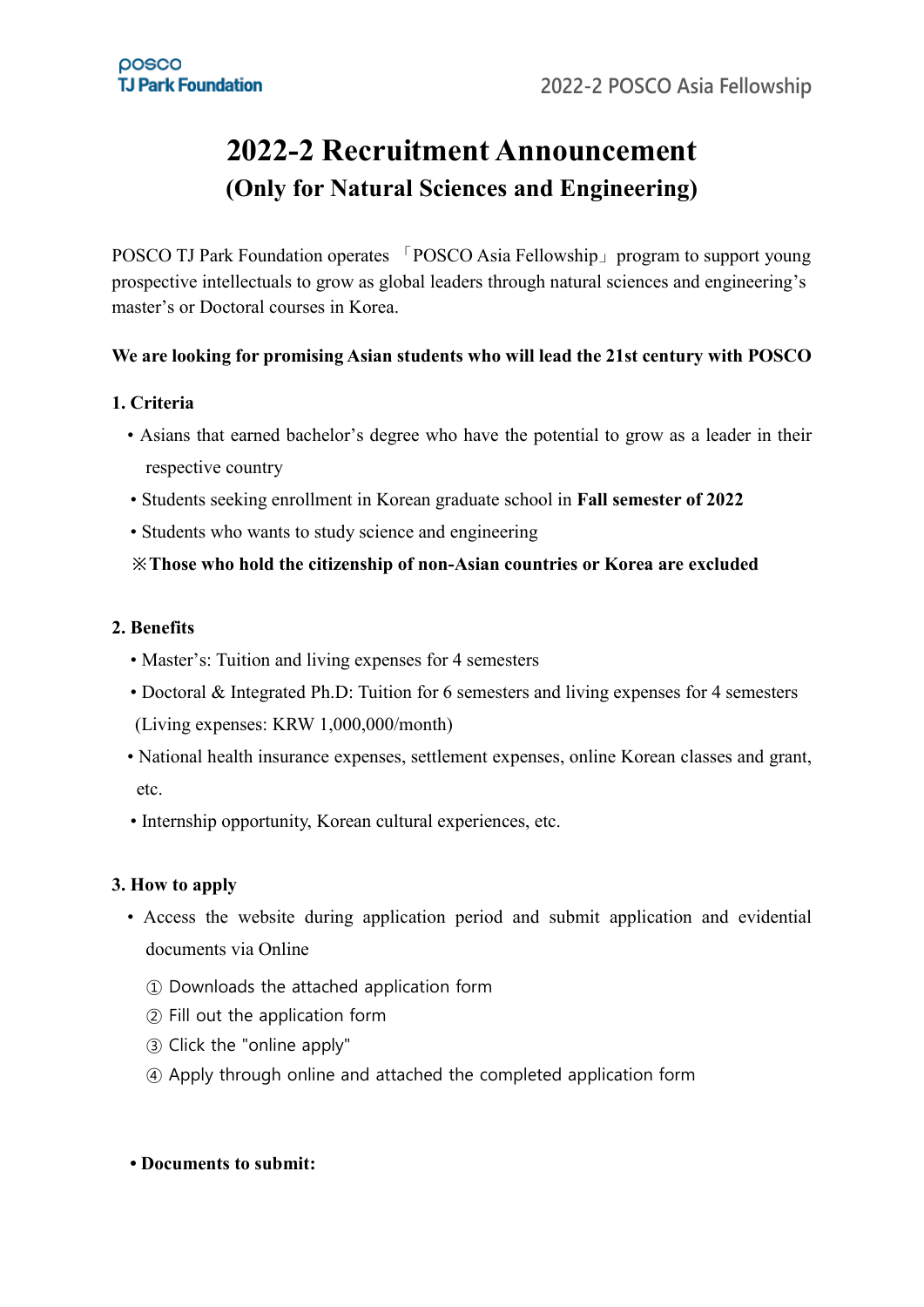# 2022-2 Recruitment Announcement

## (Only for Natural Sciences and Engineering)

POSCO TJ Park Foundation operates 「POSCO Asia Fellowship」 program to support young prospective intellectuals to grow as global leaders through natural sciences and engineering's master's or Doctoral courses in Korea.

**We are looking for promising Asian students who will lead the 21st century with POSCO**

### 1. Criteria

- Asians that earned bachelor's degree who have the potential to grow as a leader in their respective country
- Students seeking enrollment in Korean graduate school in **Fall semester of 2022**
- Students who wants to study science and engineering

※**Those who hold the citizenship of non-Asian countries or Korea are excluded**

### 2. Benefits

- Master's: Tuition and living expenses for 4 semesters
- Doctoral & Integrated Ph.D: Tuition for 6 semesters and living expenses for 4 semesters (Living expenses: KRW 1,000,000/month)
- National health insurance expenses, settlement expenses, online Korean classes and grant, etc.
- Internship opportunity, Korean cultural experiences, etc.

### 3. How to apply

- Access the website during application period and submit application and evidential documents via Online

  ① Downloads the attached application form
  ② Fill out the application form
  ③ Click the "online apply"
  ④ Apply through online and attached the completed application form

- **Documents to submit:**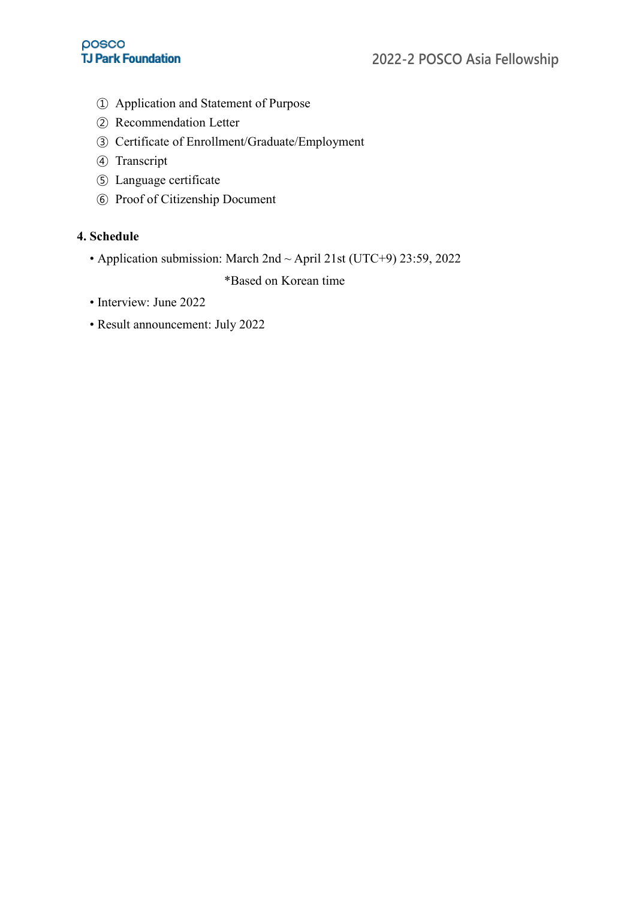① Application and Statement of Purpose
② Recommendation Letter
③ Certificate of Enrollment/Graduate/Employment
④ Transcript
⑤ Language certificate
⑥ Proof of Citizenship Document

**4. Schedule**

- Application submission: March 2nd ~ April 21st (UTC+9) 23:59, 2022

  *Based on Korean time

- Interview: June 2022
- Result announcement: July 2022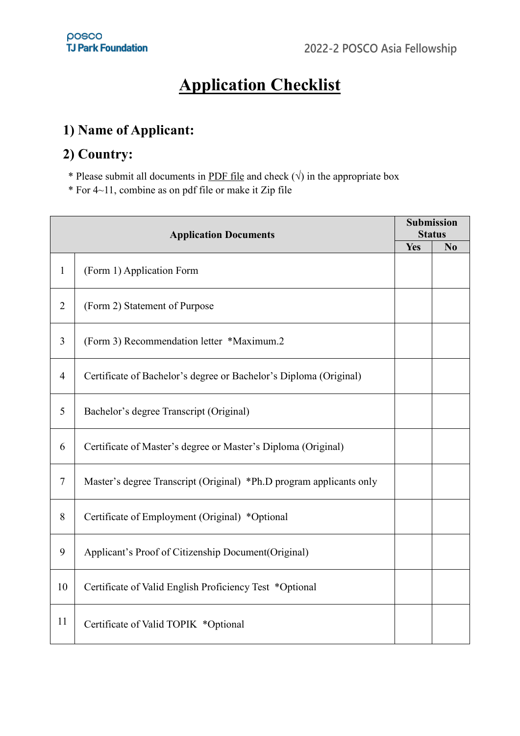# Application Checklist

## 1) Name of Applicant:

## 2) Country:

\* Please submit all documents in PDF file and check (√) in the appropriate box
\* For 4~11, combine as on pdf file or make it Zip file

| | Application Documents | Submission Status | |
|---|---|---|---|
| | | Yes | No |
| 1 | (Form 1) Application Form | | |
| 2 | (Form 2) Statement of Purpose | | |
| 3 | (Form 3) Recommendation letter *Maximum.2 | | |
| 4 | Certificate of Bachelor's degree or Bachelor's Diploma (Original) | | |
| 5 | Bachelor's degree Transcript (Original) | | |
| 6 | Certificate of Master's degree or Master's Diploma (Original) | | |
| 7 | Master's degree Transcript (Original) *Ph.D program applicants only | | |
| 8 | Certificate of Employment (Original) *Optional | | |
| 9 | Applicant's Proof of Citizenship Document(Original) | | |
| 10 | Certificate of Valid English Proficiency Test *Optional | | |
| 11 | Certificate of Valid TOPIK *Optional | | |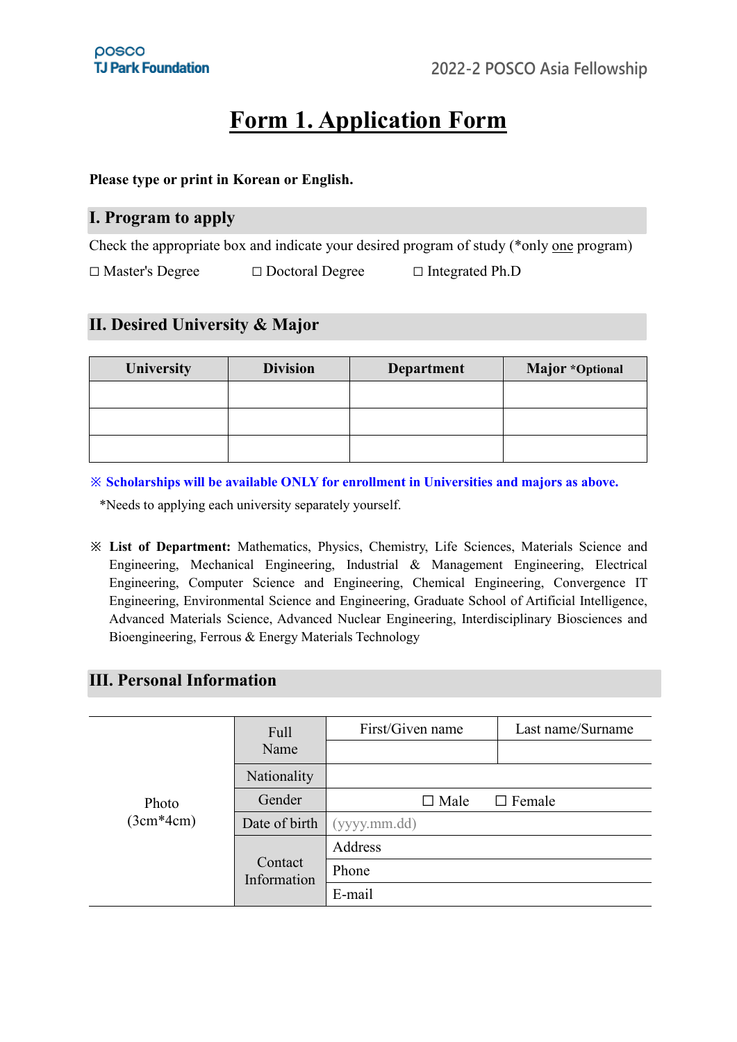# Form 1. Application Form

**Please type or print in Korean or English.**

## I. Program to apply

Check the appropriate box and indicate your desired program of study (*only one program)

☐ Master's Degree ☐ Doctoral Degree ☐ Integrated Ph.D

## II. Desired University & Major

| University | Division | Department | Major *Optional |
|---|---|---|---|
| | | | |
| | | | |
| | | | |

**※ Scholarships will be available ONLY for enrollment in Universities and majors as above.**

*Needs to applying each university separately yourself.

※ **List of Department:** Mathematics, Physics, Chemistry, Life Sciences, Materials Science and Engineering, Mechanical Engineering, Industrial & Management Engineering, Electrical Engineering, Computer Science and Engineering, Chemical Engineering, Convergence IT Engineering, Environmental Science and Engineering, Graduate School of Artificial Intelligence, Advanced Materials Science, Advanced Nuclear Engineering, Interdisciplinary Biosciences and Bioengineering, Ferrous & Energy Materials Technology

## III. Personal Information

| Photo (3cm*4cm) | Full Name | First/Given name | Last name/Surname |
|---|---|---|---|
| | | | |
| | Nationality | | |
| | Gender | ☐ Male ☐ Female | |
| | Date of birth | (yyyy.mm.dd) | |
| | Contact Information | Address | |
| | | Phone | |
| | | E-mail | |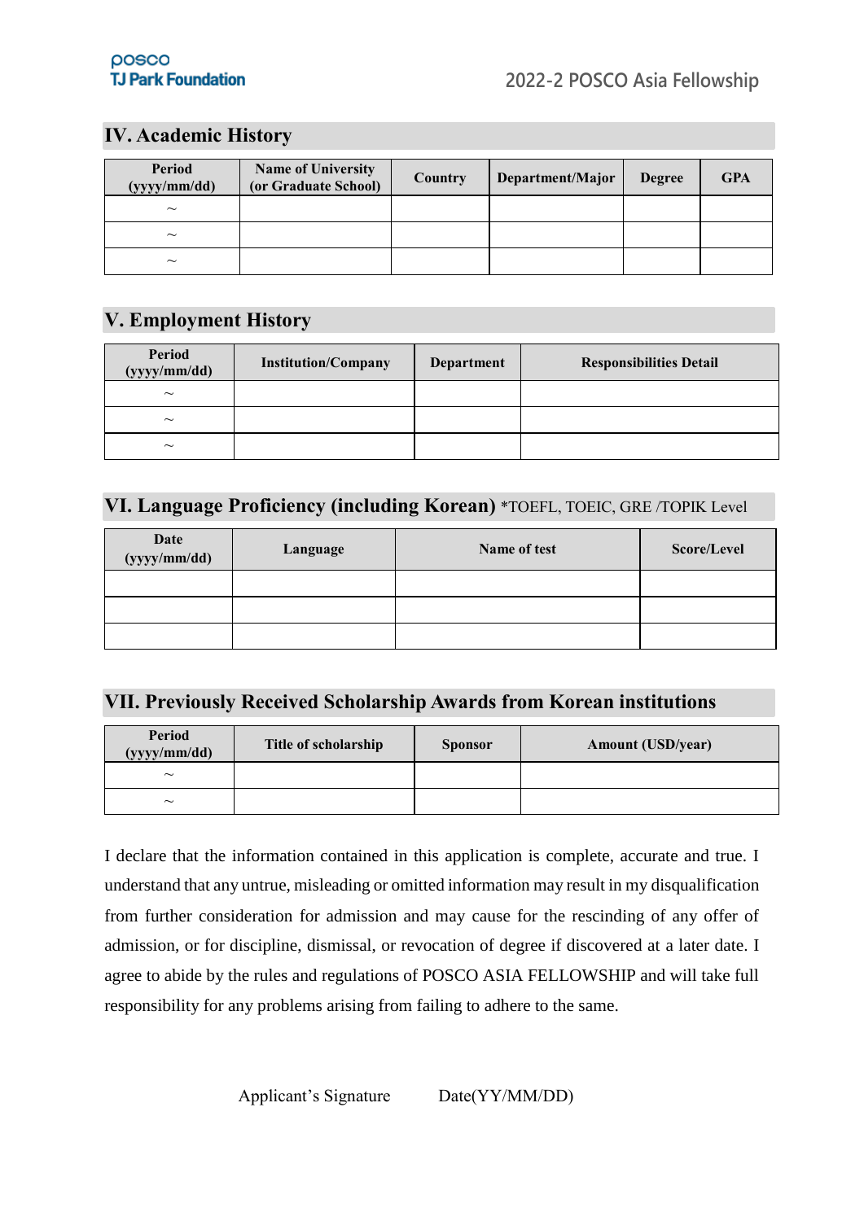## IV. Academic History

| Period (yyyy/mm/dd) | Name of University (or Graduate School) | Country | Department/Major | Degree | GPA |
|---|---|---|---|---|---|
| ~ | | | | | |
| ~ | | | | | |
| ~ | | | | | |

## V. Employment History

| Period (yyyy/mm/dd) | Institution/Company | Department | Responsibilities Detail |
|---|---|---|---|
| ~ | | | |
| ~ | | | |
| ~ | | | |

## VI. Language Proficiency (including Korean) *TOEFL, TOEIC, GRE /TOPIK Level

| Date (yyyy/mm/dd) | Language | Name of test | Score/Level |
|---|---|---|---|
| | | | |
| | | | |
| | | | |

## VII. Previously Received Scholarship Awards from Korean institutions

| Period (yyyy/mm/dd) | Title of scholarship | Sponsor | Amount (USD/year) |
|---|---|---|---|
| ~ | | | |
| ~ | | | |

I declare that the information contained in this application is complete, accurate and true. I understand that any untrue, misleading or omitted information may result in my disqualification from further consideration for admission and may cause for the rescinding of any offer of admission, or for discipline, dismissal, or revocation of degree if discovered at a later date. I agree to abide by the rules and regulations of POSCO ASIA FELLOWSHIP and will take full responsibility for any problems arising from failing to adhere to the same.

Applicant's Signature Date(YY/MM/DD)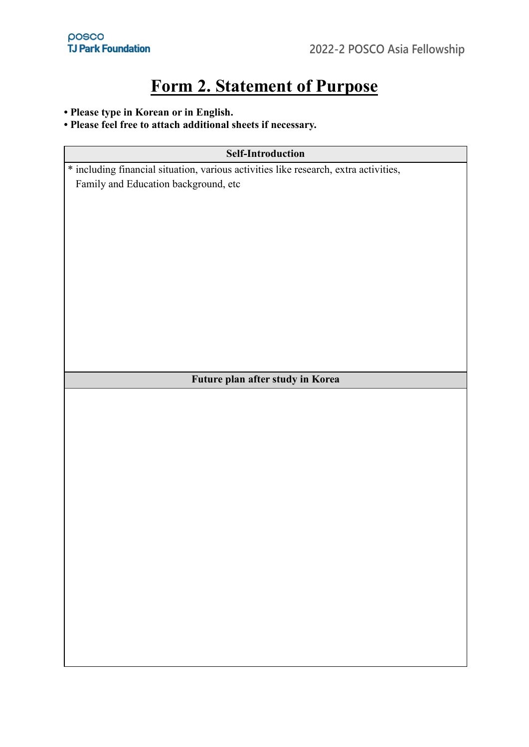# Form 2. Statement of Purpose

- **Please type in Korean or in English.**
- **Please feel free to attach additional sheets if necessary.**

| Self-Introduction |
|---|
| * including financial situation, various activities like research, extra activities, Family and Education background, etc |

| Future plan after study in Korea |
|---|
| |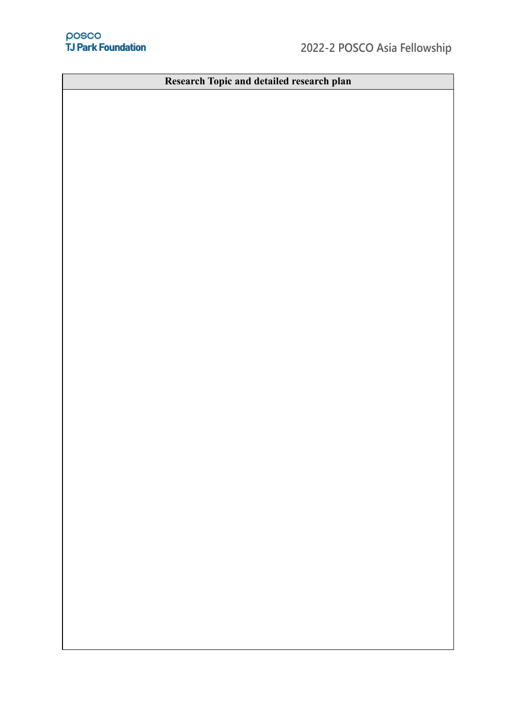| Research Topic and detailed research plan |
| --- |
| |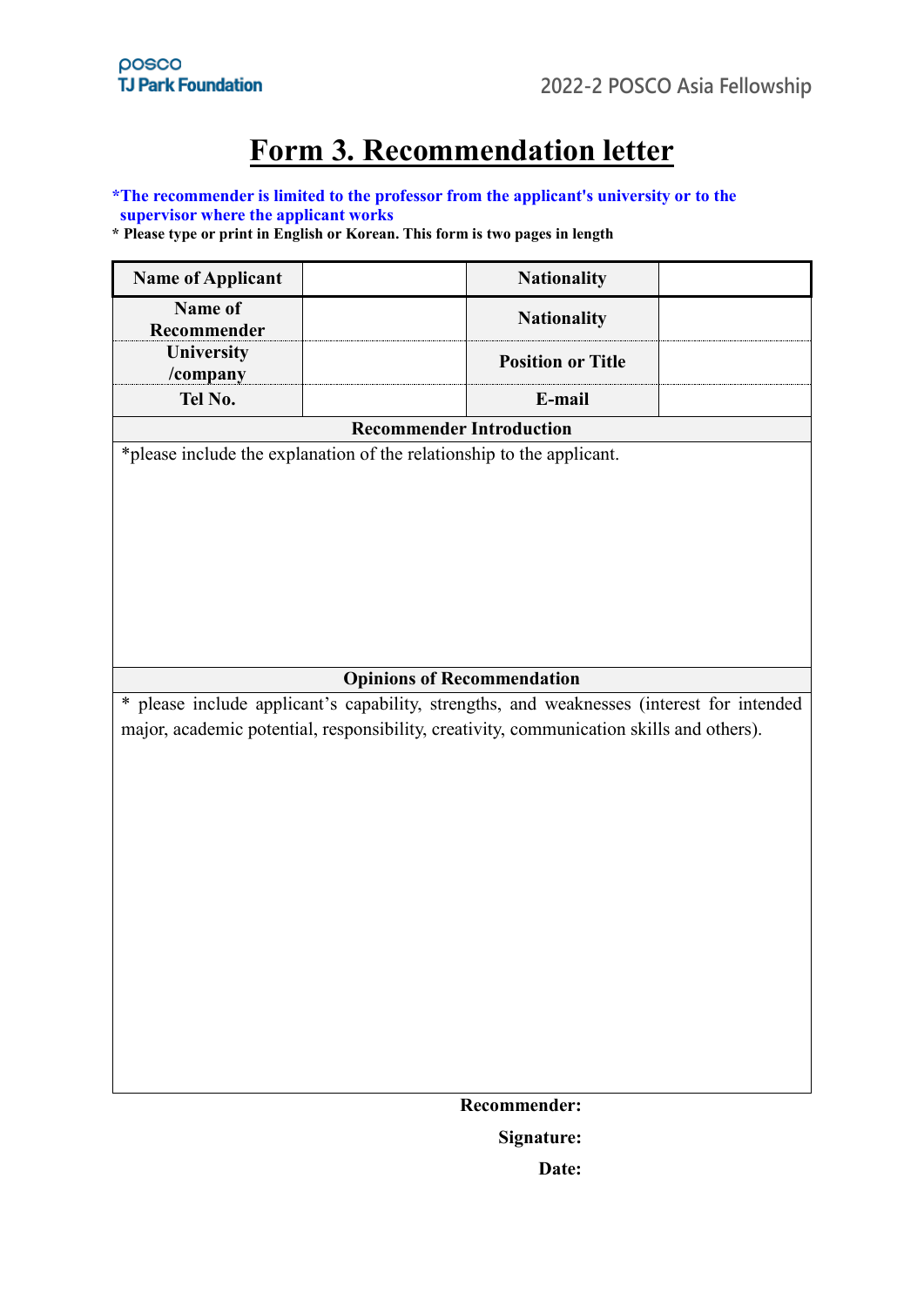# Form 3. Recommendation letter

**\*The recommender is limited to the professor from the applicant's university or to the supervisor where the applicant works**

**\* Please type or print in English or Korean. This form is two pages in length**

| **Name of Applicant** | | **Nationality** | |
|---|---|---|---|
| **Name of Recommender** | | **Nationality** | |
| **University /company** | | **Position or Title** | |
| **Tel No.** | | **E-mail** | |
| **Recommender Introduction** | | | |
| \*please include the explanation of the relationship to the applicant. | | | |
| **Opinions of Recommendation** | | | |
| \* please include applicant's capability, strengths, and weaknesses (interest for intended major, academic potential, responsibility, creativity, communication skills and others). | | | |

**Recommender:**

**Signature:**

**Date:**